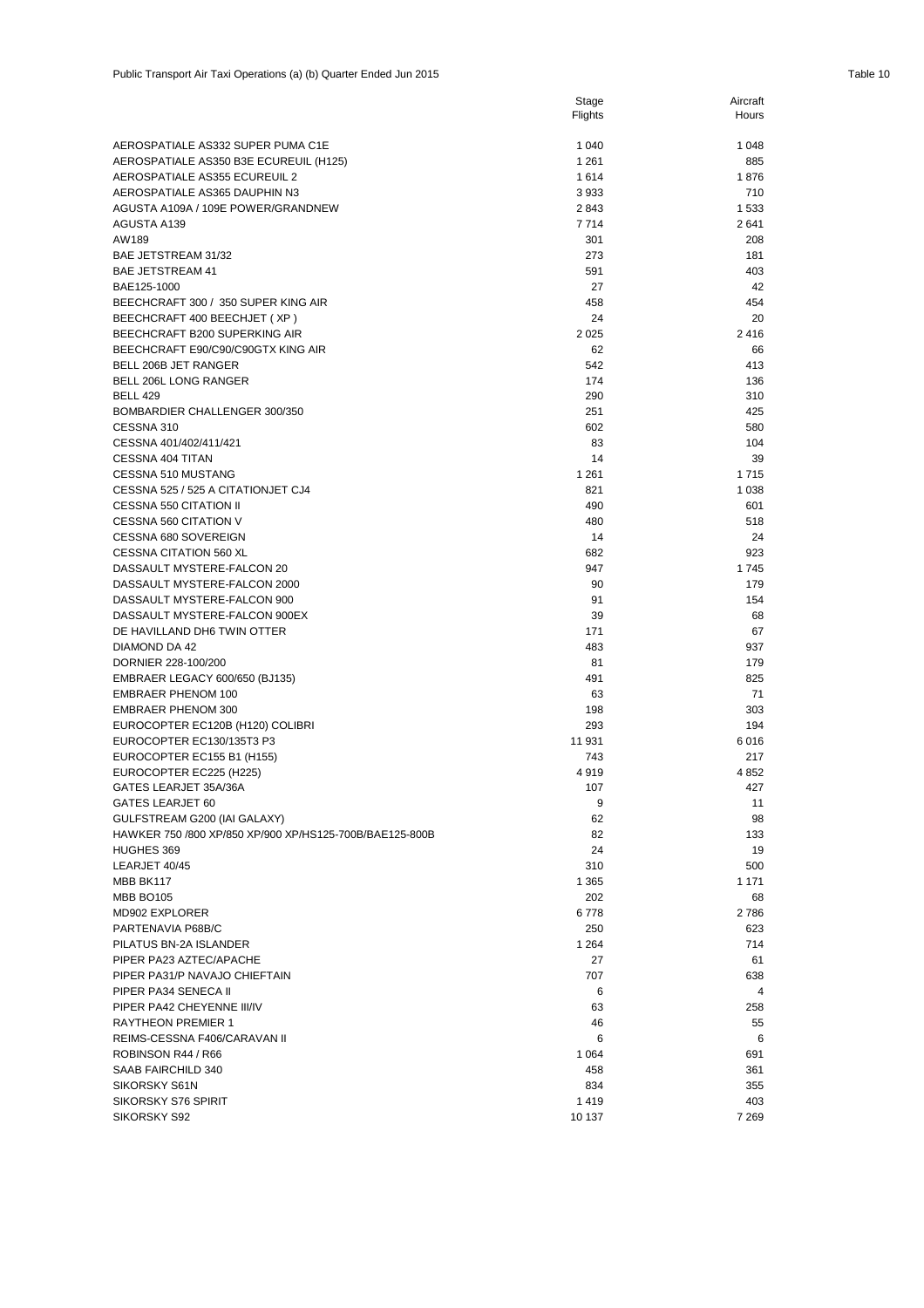Public Transport Air Taxi Operations (a) (b) Quarter Ended Jun 2015

Table 10

| | Stage Flights | Aircraft Hours |
|---|---|---|
| AEROSPATIALE AS332 SUPER PUMA C1E | 1 040 | 1 048 |
| AEROSPATIALE AS350 B3E ECUREUIL (H125) | 1 261 | 885 |
| AEROSPATIALE AS355 ECUREUIL 2 | 1 614 | 1 876 |
| AEROSPATIALE AS365 DAUPHIN N3 | 3 933 | 710 |
| AGUSTA A109A / 109E POWER/GRANDNEW | 2 843 | 1 533 |
| AGUSTA A139 | 7 714 | 2 641 |
| AW189 | 301 | 208 |
| BAE JETSTREAM 31/32 | 273 | 181 |
| BAE JETSTREAM 41 | 591 | 403 |
| BAE125-1000 | 27 | 42 |
| BEECHCRAFT 300 / 350 SUPER KING AIR | 458 | 454 |
| BEECHCRAFT 400 BEECHJET ( XP ) | 24 | 20 |
| BEECHCRAFT B200 SUPERKING AIR | 2 025 | 2 416 |
| BEECHCRAFT E90/C90/C90GTX KING AIR | 62 | 66 |
| BELL 206B JET RANGER | 542 | 413 |
| BELL 206L LONG RANGER | 174 | 136 |
| BELL 429 | 290 | 310 |
| BOMBARDIER CHALLENGER 300/350 | 251 | 425 |
| CESSNA 310 | 602 | 580 |
| CESSNA 401/402/411/421 | 83 | 104 |
| CESSNA 404 TITAN | 14 | 39 |
| CESSNA 510 MUSTANG | 1 261 | 1 715 |
| CESSNA 525 / 525 A CITATIONJET CJ4 | 821 | 1 038 |
| CESSNA 550 CITATION II | 490 | 601 |
| CESSNA 560 CITATION V | 480 | 518 |
| CESSNA 680 SOVEREIGN | 14 | 24 |
| CESSNA CITATION 560 XL | 682 | 923 |
| DASSAULT MYSTERE-FALCON 20 | 947 | 1 745 |
| DASSAULT MYSTERE-FALCON 2000 | 90 | 179 |
| DASSAULT MYSTERE-FALCON 900 | 91 | 154 |
| DASSAULT MYSTERE-FALCON 900EX | 39 | 68 |
| DE HAVILLAND DH6 TWIN OTTER | 171 | 67 |
| DIAMOND DA 42 | 483 | 937 |
| DORNIER 228-100/200 | 81 | 179 |
| EMBRAER LEGACY 600/650 (BJ135) | 491 | 825 |
| EMBRAER PHENOM 100 | 63 | 71 |
| EMBRAER PHENOM 300 | 198 | 303 |
| EUROCOPTER EC120B (H120) COLIBRI | 293 | 194 |
| EUROCOPTER EC130/135T3 P3 | 11 931 | 6 016 |
| EUROCOPTER EC155 B1 (H155) | 743 | 217 |
| EUROCOPTER EC225 (H225) | 4 919 | 4 852 |
| GATES LEARJET 35A/36A | 107 | 427 |
| GATES LEARJET 60 | 9 | 11 |
| GULFSTREAM G200 (IAI GALAXY) | 62 | 98 |
| HAWKER 750 /800 XP/850 XP/900 XP/HS125-700B/BAE125-800B | 82 | 133 |
| HUGHES 369 | 24 | 19 |
| LEARJET 40/45 | 310 | 500 |
| MBB BK117 | 1 365 | 1 171 |
| MBB BO105 | 202 | 68 |
| MD902 EXPLORER | 6 778 | 2 786 |
| PARTENAVIA P68B/C | 250 | 623 |
| PILATUS BN-2A ISLANDER | 1 264 | 714 |
| PIPER PA23 AZTEC/APACHE | 27 | 61 |
| PIPER PA31/P NAVAJO CHIEFTAIN | 707 | 638 |
| PIPER PA34 SENECA II | 6 | 4 |
| PIPER PA42 CHEYENNE III/IV | 63 | 258 |
| RAYTHEON PREMIER 1 | 46 | 55 |
| REIMS-CESSNA F406/CARAVAN II | 6 | 6 |
| ROBINSON R44 / R66 | 1 064 | 691 |
| SAAB FAIRCHILD 340 | 458 | 361 |
| SIKORSKY S61N | 834 | 355 |
| SIKORSKY S76 SPIRIT | 1 419 | 403 |
| SIKORSKY S92 | 10 137 | 7 269 |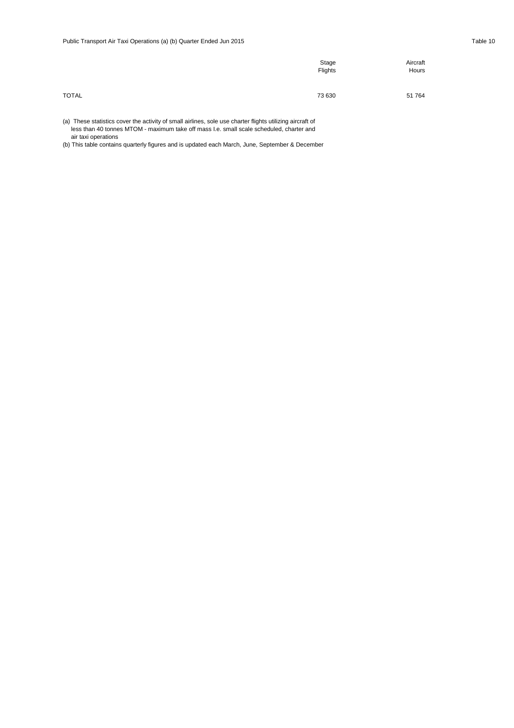Public Transport Air Taxi Operations (a) (b) Quarter Ended Jun 2015

Table 10

| | Stage Flights | Aircraft Hours |
|---|---|---|
| TOTAL | 73 630 | 51 764 |

(a) These statistics cover the activity of small airlines, sole use charter flights utilizing aircraft of less than 40 tonnes MTOM - maximum take off mass I.e. small scale scheduled, charter and air taxi operations

(b) This table contains quarterly figures and is updated each March, June, September & December